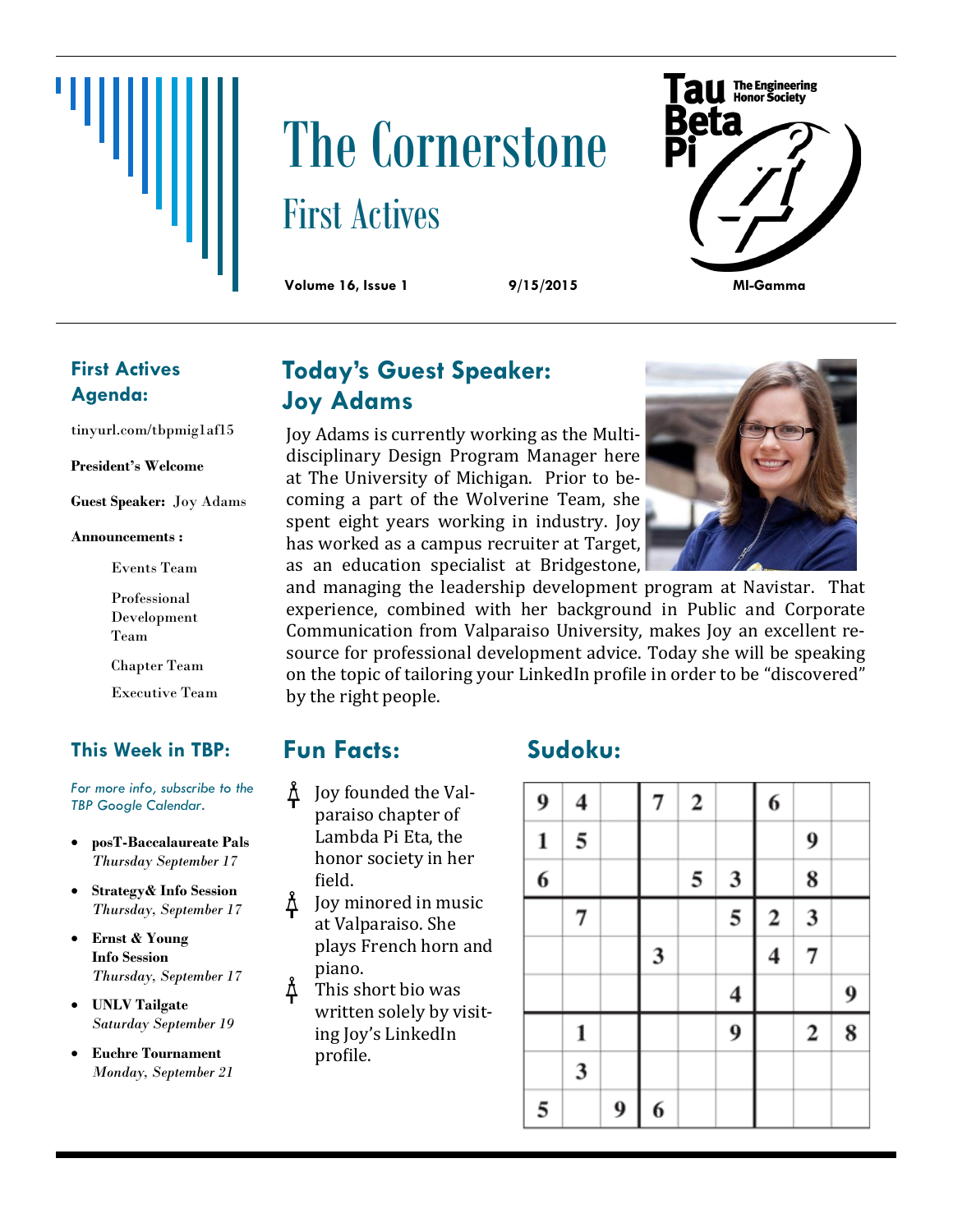# The Cornerstone

## First Actives

**Volume 16, Issue 1** **9/15/2015** **MI-Gamma**

Tau Beta Pi — The Engineering Honor Society

### First Actives Agenda:

tinyurl.com/tbpmig1af15

**President's Welcome**

**Guest Speaker:** Joy Adams

**Announcements :**

- Events Team
- Professional Development Team
- Chapter Team
- Executive Team

### This Week in TBP:

*For more info, subscribe to the TBP Google Calendar.*

- **posT-Baccalaureate Pals** *Thursday September 17*
- **Strategy& Info Session** *Thursday, September 17*
- **Ernst & Young Info Session** *Thursday, September 17*
- **UNLV Tailgate** *Saturday September 19*
- **Euchre Tournament** *Monday, September 21*

## Today's Guest Speaker: Joy Adams

Joy Adams is currently working as the Multidisciplinary Design Program Manager here at The University of Michigan. Prior to becoming a part of the Wolverine Team, she spent eight years working in industry. Joy has worked as a campus recruiter at Target, as an education specialist at Bridgestone, and managing the leadership development program at Navistar. That experience, combined with her background in Public and Corporate Communication from Valparaiso University, makes Joy an excellent resource for professional development advice. Today she will be speaking on the topic of tailoring your LinkedIn profile in order to be "discovered" by the right people.

## Fun Facts:

- Joy founded the Valparaiso chapter of Lambda Pi Eta, the honor society in her field.
- Joy minored in music at Valparaiso. She plays French horn and piano.
- This short bio was written solely by visiting Joy's LinkedIn profile.

## Sudoku:

| | | | | | | | | |
|---|---|---|---|---|---|---|---|---|
| 9 | 4 | | 7 | 2 | | 6 | | |
| 1 | 5 | | | | | | 9 | |
| 6 | | | | 5 | 3 | | 8 | |
| | 7 | | | | 5 | 2 | 3 | |
| | | | 3 | | | 4 | 7 | |
| | | | | | 4 | | | 9 |
| | 1 | | | | 9 | | 2 | 8 |
| | 3 | | | | | | | |
| 5 | | 9 | 6 | | | | | |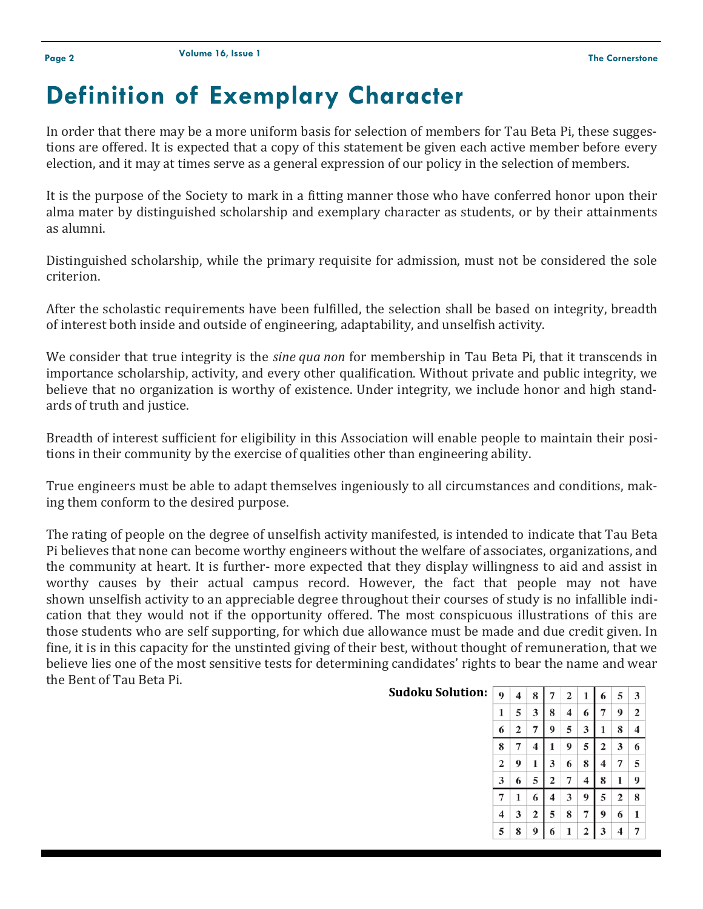# Definition of Exemplary Character

In order that there may be a more uniform basis for selection of members for Tau Beta Pi, these suggestions are offered. It is expected that a copy of this statement be given each active member before every election, and it may at times serve as a general expression of our policy in the selection of members.

It is the purpose of the Society to mark in a fitting manner those who have conferred honor upon their alma mater by distinguished scholarship and exemplary character as students, or by their attainments as alumni.

Distinguished scholarship, while the primary requisite for admission, must not be considered the sole criterion.

After the scholastic requirements have been fulfilled, the selection shall be based on integrity, breadth of interest both inside and outside of engineering, adaptability, and unselfish activity.

We consider that true integrity is the *sine qua non* for membership in Tau Beta Pi, that it transcends in importance scholarship, activity, and every other qualification. Without private and public integrity, we believe that no organization is worthy of existence. Under integrity, we include honor and high standards of truth and justice.

Breadth of interest sufficient for eligibility in this Association will enable people to maintain their positions in their community by the exercise of qualities other than engineering ability.

True engineers must be able to adapt themselves ingeniously to all circumstances and conditions, making them conform to the desired purpose.

The rating of people on the degree of unselfish activity manifested, is intended to indicate that Tau Beta Pi believes that none can become worthy engineers without the welfare of associates, organizations, and the community at heart. It is further- more expected that they display willingness to aid and assist in worthy causes by their actual campus record. However, the fact that people may not have shown unselfish activity to an appreciable degree throughout their courses of study is no infallible indication that they would not if the opportunity offered. The most conspicuous illustrations of this are those students who are self supporting, for which due allowance must be made and due credit given. In fine, it is in this capacity for the unstinted giving of their best, without thought of remuneration, that we believe lies one of the most sensitive tests for determining candidates' rights to bear the name and wear the Bent of Tau Beta Pi.

**Sudoku Solution:**

| | | | | | | | | |
|---|---|---|---|---|---|---|---|---|
| 9 | 4 | 8 | 7 | 2 | 1 | 6 | 5 | 3 |
| 1 | 5 | 3 | 8 | 4 | 6 | 7 | 9 | 2 |
| 6 | 2 | 7 | 9 | 5 | 3 | 1 | 8 | 4 |
| 8 | 7 | 4 | 1 | 9 | 5 | 2 | 3 | 6 |
| 2 | 9 | 1 | 3 | 6 | 8 | 4 | 7 | 5 |
| 3 | 6 | 5 | 2 | 7 | 4 | 8 | 1 | 9 |
| 7 | 1 | 6 | 4 | 3 | 9 | 5 | 2 | 8 |
| 4 | 3 | 2 | 5 | 8 | 7 | 9 | 6 | 1 |
| 5 | 8 | 9 | 6 | 1 | 2 | 3 | 4 | 7 |